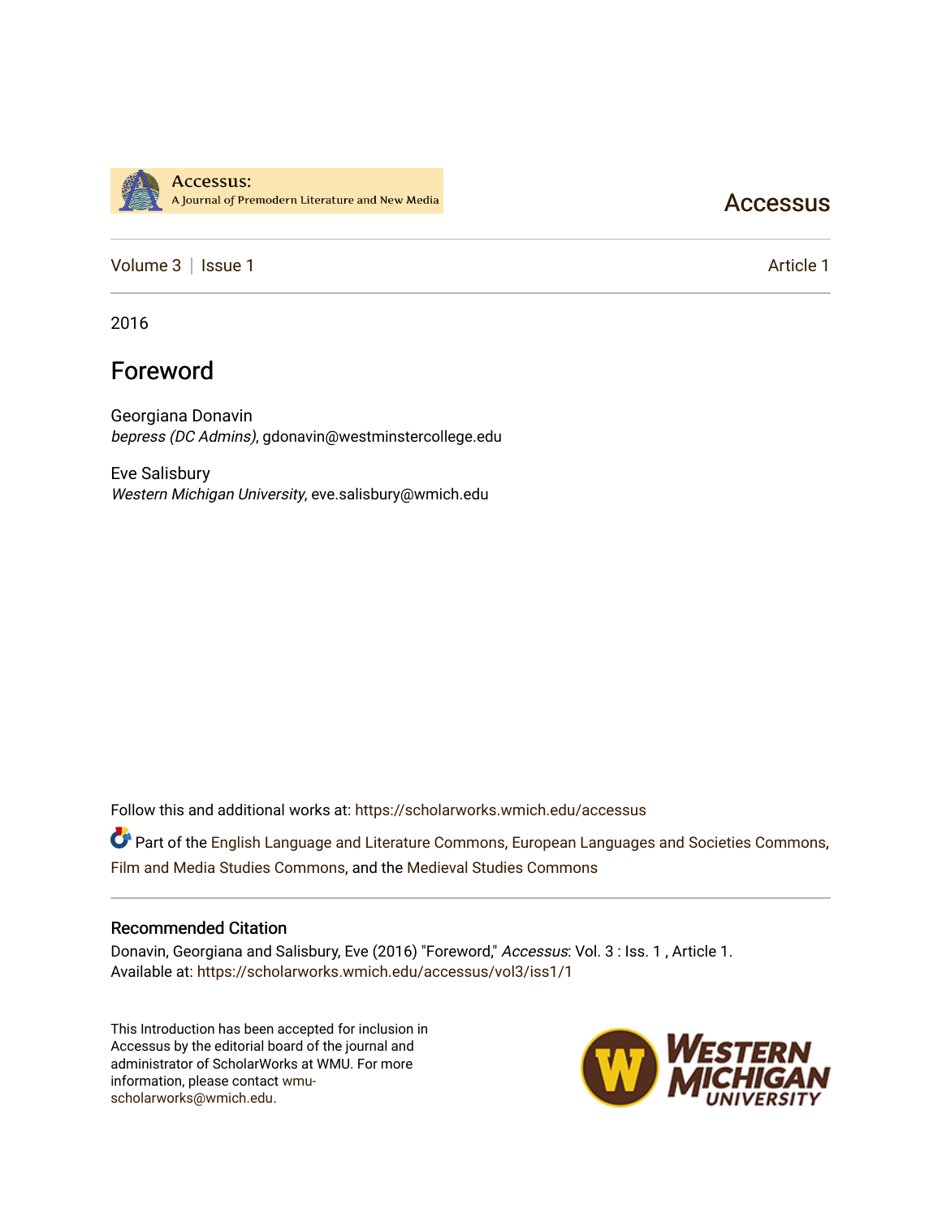Accessus: A Journal of Premodern Literature and New Media

Accessus

Volume 3 | Issue 1 Article 1

2016

# Foreword

Georgiana Donavin
*bepress (DC Admins)*, gdonavin@westminstercollege.edu

Eve Salisbury
*Western Michigan University*, eve.salisbury@wmich.edu

Follow this and additional works at: https://scholarworks.wmich.edu/accessus

Part of the English Language and Literature Commons, European Languages and Societies Commons, Film and Media Studies Commons, and the Medieval Studies Commons

## Recommended Citation

Donavin, Georgiana and Salisbury, Eve (2016) "Foreword," *Accessus*: Vol. 3 : Iss. 1 , Article 1.
Available at: https://scholarworks.wmich.edu/accessus/vol3/iss1/1

This Introduction has been accepted for inclusion in Accessus by the editorial board of the journal and administrator of ScholarWorks at WMU. For more information, please contact wmu-scholarworks@wmich.edu.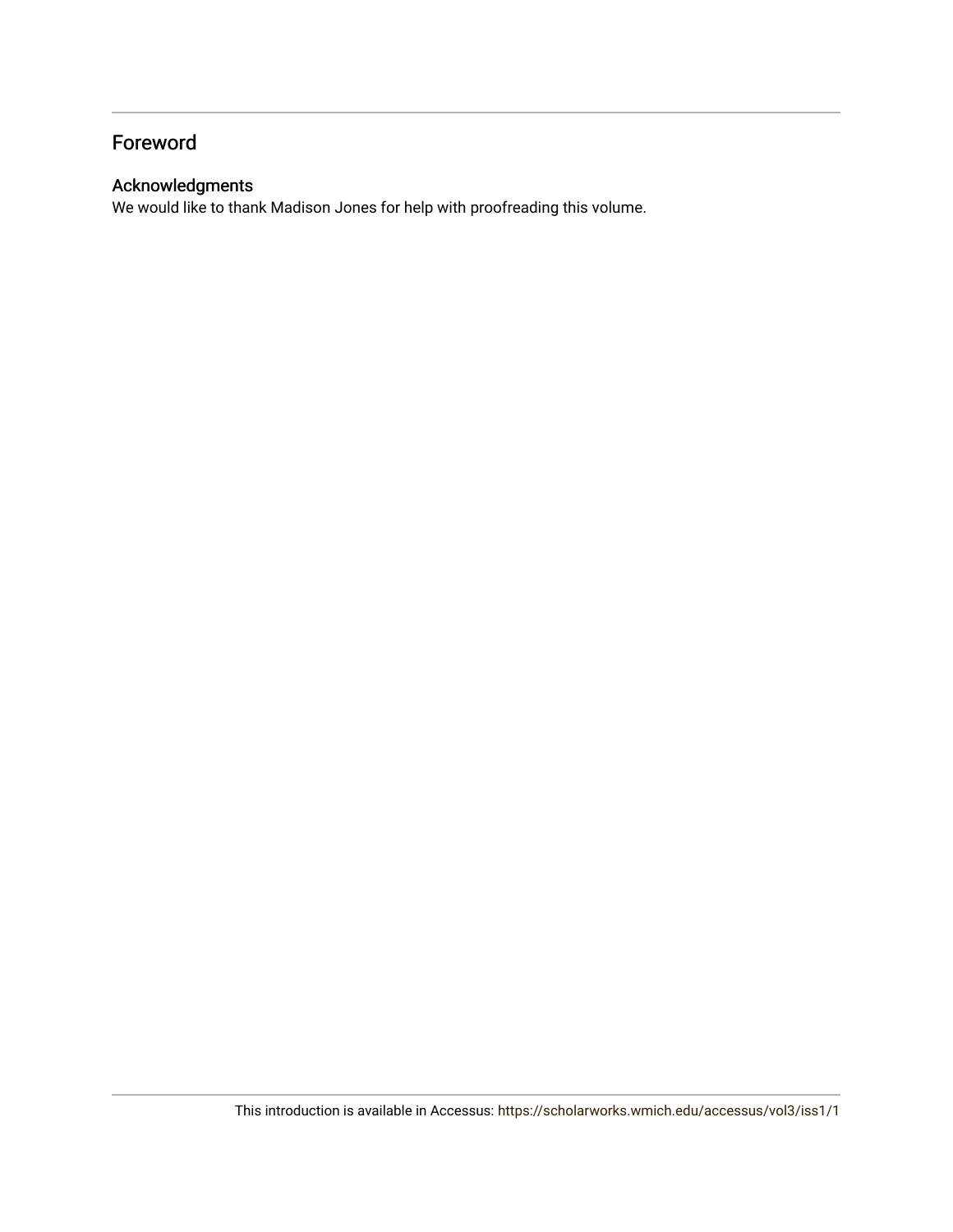## Foreword

### Acknowledgments

We would like to thank Madison Jones for help with proofreading this volume.

This introduction is available in Accessus: https://scholarworks.wmich.edu/accessus/vol3/iss1/1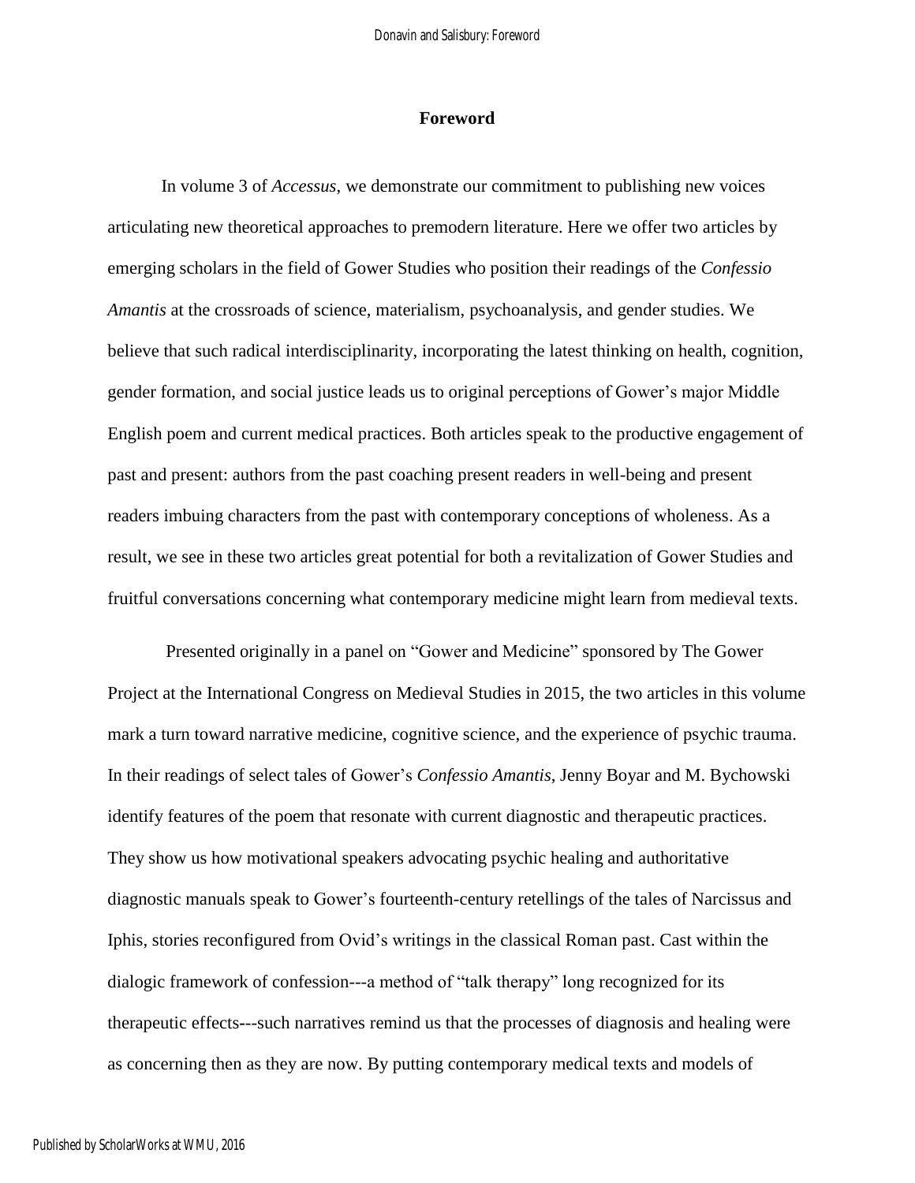## Foreword

In volume 3 of *Accessus*, we demonstrate our commitment to publishing new voices articulating new theoretical approaches to premodern literature. Here we offer two articles by emerging scholars in the field of Gower Studies who position their readings of the *Confessio Amantis* at the crossroads of science, materialism, psychoanalysis, and gender studies. We believe that such radical interdisciplinarity, incorporating the latest thinking on health, cognition, gender formation, and social justice leads us to original perceptions of Gower's major Middle English poem and current medical practices. Both articles speak to the productive engagement of past and present: authors from the past coaching present readers in well-being and present readers imbuing characters from the past with contemporary conceptions of wholeness. As a result, we see in these two articles great potential for both a revitalization of Gower Studies and fruitful conversations concerning what contemporary medicine might learn from medieval texts.

Presented originally in a panel on "Gower and Medicine" sponsored by The Gower Project at the International Congress on Medieval Studies in 2015, the two articles in this volume mark a turn toward narrative medicine, cognitive science, and the experience of psychic trauma. In their readings of select tales of Gower's *Confessio Amantis*, Jenny Boyar and M. Bychowski identify features of the poem that resonate with current diagnostic and therapeutic practices. They show us how motivational speakers advocating psychic healing and authoritative diagnostic manuals speak to Gower's fourteenth-century retellings of the tales of Narcissus and Iphis, stories reconfigured from Ovid's writings in the classical Roman past. Cast within the dialogic framework of confession---a method of "talk therapy" long recognized for its therapeutic effects---such narratives remind us that the processes of diagnosis and healing were as concerning then as they are now. By putting contemporary medical texts and models of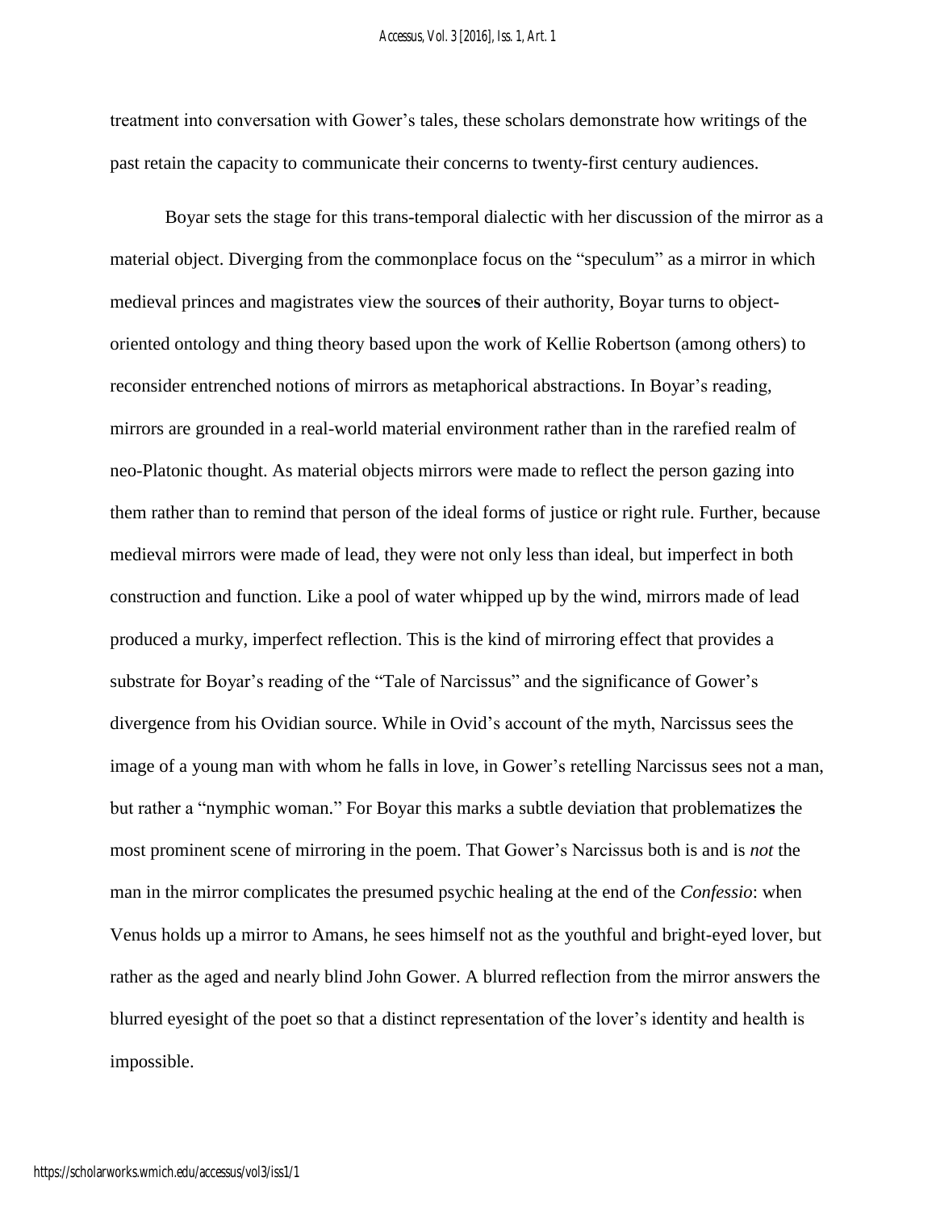treatment into conversation with Gower's tales, these scholars demonstrate how writings of the past retain the capacity to communicate their concerns to twenty-first century audiences.

Boyar sets the stage for this trans-temporal dialectic with her discussion of the mirror as a material object. Diverging from the commonplace focus on the "speculum" as a mirror in which medieval princes and magistrates view the sources of their authority, Boyar turns to object-oriented ontology and thing theory based upon the work of Kellie Robertson (among others) to reconsider entrenched notions of mirrors as metaphorical abstractions. In Boyar's reading, mirrors are grounded in a real-world material environment rather than in the rarefied realm of neo-Platonic thought. As material objects mirrors were made to reflect the person gazing into them rather than to remind that person of the ideal forms of justice or right rule. Further, because medieval mirrors were made of lead, they were not only less than ideal, but imperfect in both construction and function. Like a pool of water whipped up by the wind, mirrors made of lead produced a murky, imperfect reflection. This is the kind of mirroring effect that provides a substrate for Boyar's reading of the "Tale of Narcissus" and the significance of Gower's divergence from his Ovidian source. While in Ovid's account of the myth, Narcissus sees the image of a young man with whom he falls in love, in Gower's retelling Narcissus sees not a man, but rather a "nymphic woman." For Boyar this marks a subtle deviation that problematizes the most prominent scene of mirroring in the poem. That Gower's Narcissus both is and is *not* the man in the mirror complicates the presumed psychic healing at the end of the *Confessio*: when Venus holds up a mirror to Amans, he sees himself not as the youthful and bright-eyed lover, but rather as the aged and nearly blind John Gower. A blurred reflection from the mirror answers the blurred eyesight of the poet so that a distinct representation of the lover's identity and health is impossible.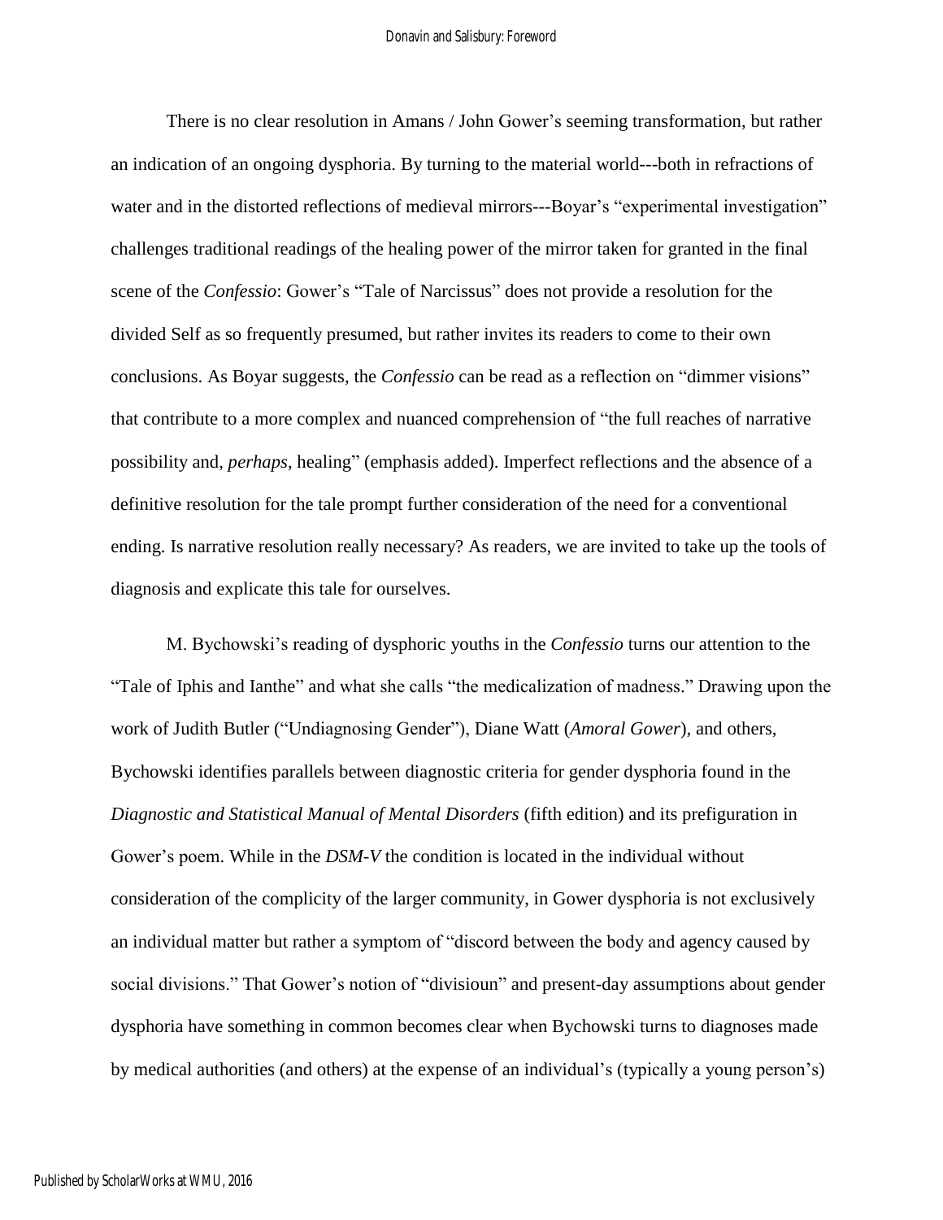There is no clear resolution in Amans / John Gower's seeming transformation, but rather an indication of an ongoing dysphoria. By turning to the material world---both in refractions of water and in the distorted reflections of medieval mirrors---Boyar's "experimental investigation" challenges traditional readings of the healing power of the mirror taken for granted in the final scene of the *Confessio*: Gower's "Tale of Narcissus" does not provide a resolution for the divided Self as so frequently presumed, but rather invites its readers to come to their own conclusions. As Boyar suggests, the *Confessio* can be read as a reflection on "dimmer visions" that contribute to a more complex and nuanced comprehension of "the full reaches of narrative possibility and, *perhaps*, healing" (emphasis added). Imperfect reflections and the absence of a definitive resolution for the tale prompt further consideration of the need for a conventional ending. Is narrative resolution really necessary? As readers, we are invited to take up the tools of diagnosis and explicate this tale for ourselves.

M. Bychowski's reading of dysphoric youths in the *Confessio* turns our attention to the "Tale of Iphis and Ianthe" and what she calls "the medicalization of madness." Drawing upon the work of Judith Butler ("Undiagnosing Gender"), Diane Watt (*Amoral Gower*), and others, Bychowski identifies parallels between diagnostic criteria for gender dysphoria found in the *Diagnostic and Statistical Manual of Mental Disorders* (fifth edition) and its prefiguration in Gower's poem. While in the *DSM-V* the condition is located in the individual without consideration of the complicity of the larger community, in Gower dysphoria is not exclusively an individual matter but rather a symptom of "discord between the body and agency caused by social divisions." That Gower's notion of "divisioun" and present-day assumptions about gender dysphoria have something in common becomes clear when Bychowski turns to diagnoses made by medical authorities (and others) at the expense of an individual's (typically a young person's)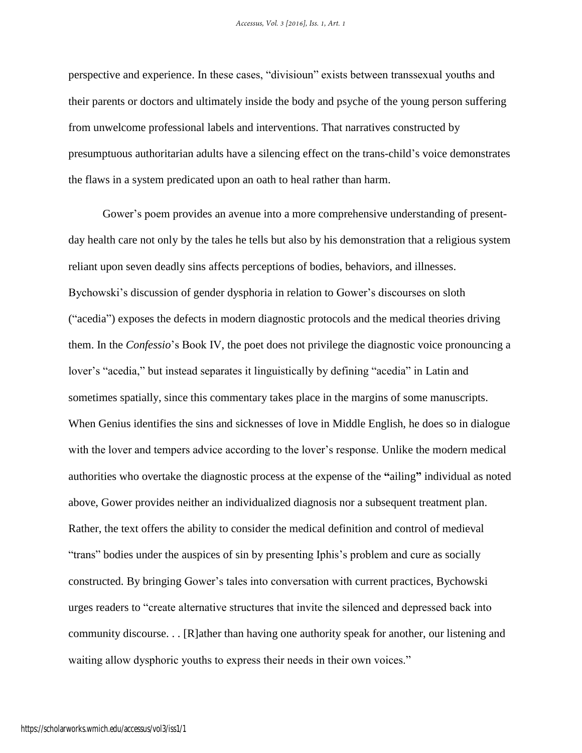perspective and experience. In these cases, "divisioun" exists between transsexual youths and their parents or doctors and ultimately inside the body and psyche of the young person suffering from unwelcome professional labels and interventions. That narratives constructed by presumptuous authoritarian adults have a silencing effect on the trans-child's voice demonstrates the flaws in a system predicated upon an oath to heal rather than harm.

Gower's poem provides an avenue into a more comprehensive understanding of present-day health care not only by the tales he tells but also by his demonstration that a religious system reliant upon seven deadly sins affects perceptions of bodies, behaviors, and illnesses. Bychowski's discussion of gender dysphoria in relation to Gower's discourses on sloth ("acedia") exposes the defects in modern diagnostic protocols and the medical theories driving them. In the *Confessio*'s Book IV, the poet does not privilege the diagnostic voice pronouncing a lover's "acedia," but instead separates it linguistically by defining "acedia" in Latin and sometimes spatially, since this commentary takes place in the margins of some manuscripts. When Genius identifies the sins and sicknesses of love in Middle English, he does so in dialogue with the lover and tempers advice according to the lover's response. Unlike the modern medical authorities who overtake the diagnostic process at the expense of the "ailing" individual as noted above, Gower provides neither an individualized diagnosis nor a subsequent treatment plan. Rather, the text offers the ability to consider the medical definition and control of medieval "trans" bodies under the auspices of sin by presenting Iphis's problem and cure as socially constructed. By bringing Gower's tales into conversation with current practices, Bychowski urges readers to "create alternative structures that invite the silenced and depressed back into community discourse. . . [R]ather than having one authority speak for another, our listening and waiting allow dysphoric youths to express their needs in their own voices."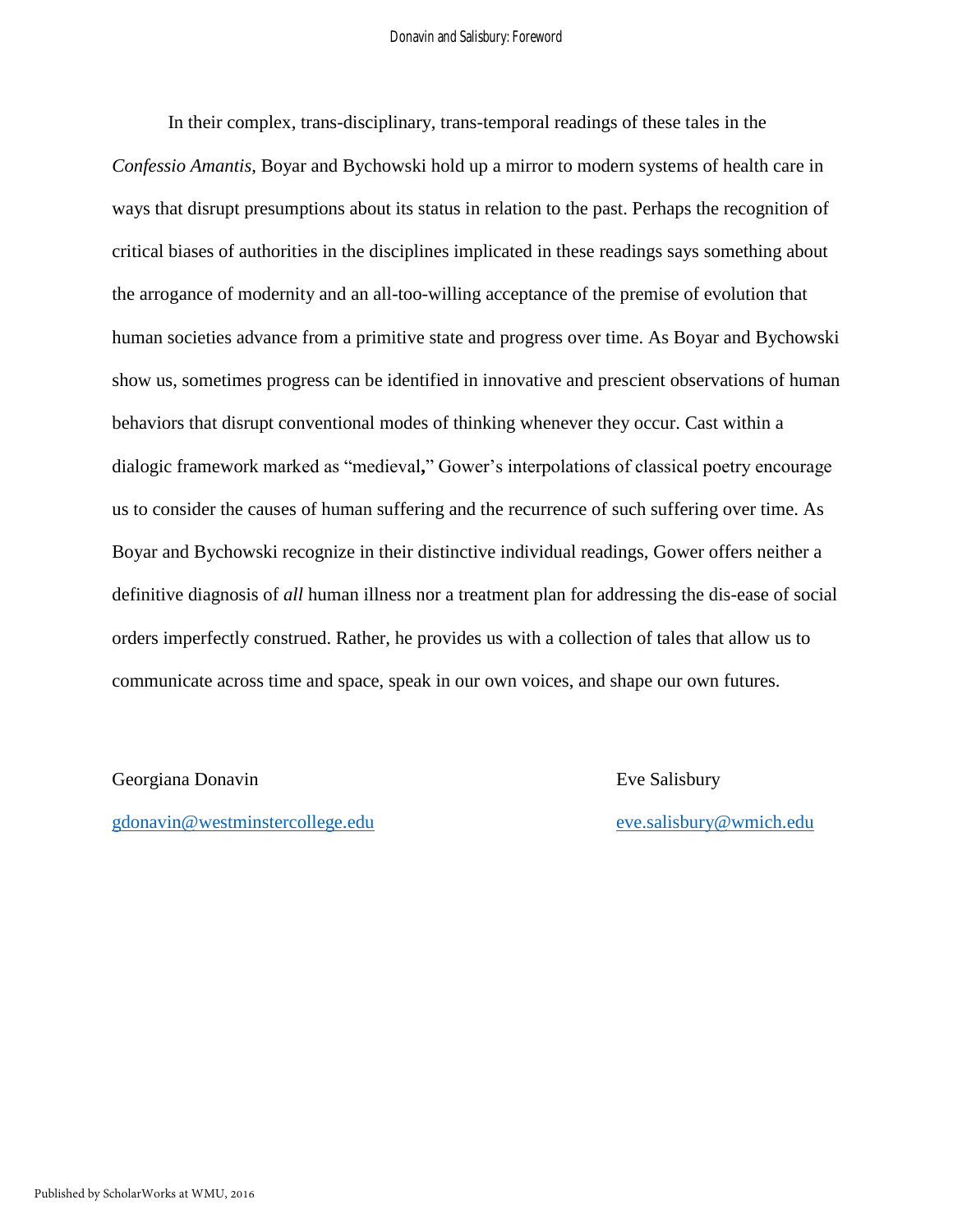In their complex, trans-disciplinary, trans-temporal readings of these tales in the *Confessio Amantis*, Boyar and Bychowski hold up a mirror to modern systems of health care in ways that disrupt presumptions about its status in relation to the past. Perhaps the recognition of critical biases of authorities in the disciplines implicated in these readings says something about the arrogance of modernity and an all-too-willing acceptance of the premise of evolution that human societies advance from a primitive state and progress over time. As Boyar and Bychowski show us, sometimes progress can be identified in innovative and prescient observations of human behaviors that disrupt conventional modes of thinking whenever they occur. Cast within a dialogic framework marked as "medieval**,**" Gower's interpolations of classical poetry encourage us to consider the causes of human suffering and the recurrence of such suffering over time. As Boyar and Bychowski recognize in their distinctive individual readings, Gower offers neither a definitive diagnosis of *all* human illness nor a treatment plan for addressing the dis-ease of social orders imperfectly construed. Rather, he provides us with a collection of tales that allow us to communicate across time and space, speak in our own voices, and shape our own futures.

Georgiana Donavin
gdonavin@westminstercollege.edu

Eve Salisbury
eve.salisbury@wmich.edu